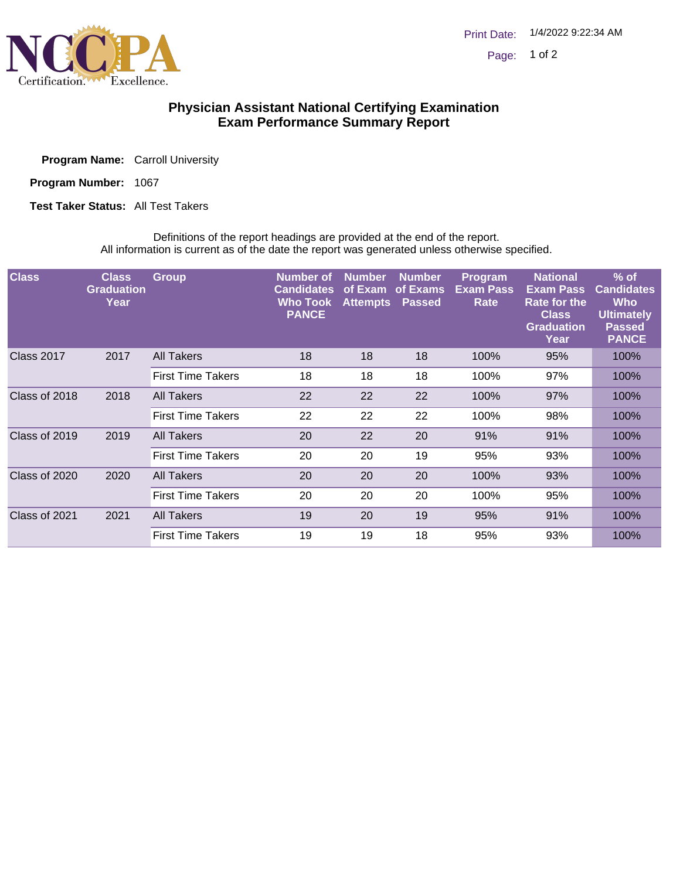NCCPA Certification. Excellence.

Print Date: 1/4/2022 9:22:34 AM

# Physician Assistant National Certifying Examination
## Exam Performance Summary Report

**Program Name:** Carroll University

**Program Number:** 1067

**Test Taker Status:** All Test Takers

Definitions of the report headings are provided at the end of the report.
All information is current as of the date the report was generated unless otherwise specified.

| Class | Class Graduation Year | Group | Number of Candidates Who Took PANCE | Number of Exam Attempts | Number of Exams Passed | Program Exam Pass Rate | National Exam Pass Rate for the Class Graduation Year | % of Candidates Who Ultimately Passed PANCE |
|---|---|---|---|---|---|---|---|---|
| Class 2017 | 2017 | All Takers | 18 | 18 | 18 | 100% | 95% | 100% |
| | | First Time Takers | 18 | 18 | 18 | 100% | 97% | 100% |
| Class of 2018 | 2018 | All Takers | 22 | 22 | 22 | 100% | 97% | 100% |
| | | First Time Takers | 22 | 22 | 22 | 100% | 98% | 100% |
| Class of 2019 | 2019 | All Takers | 20 | 22 | 20 | 91% | 91% | 100% |
| | | First Time Takers | 20 | 20 | 19 | 95% | 93% | 100% |
| Class of 2020 | 2020 | All Takers | 20 | 20 | 20 | 100% | 93% | 100% |
| | | First Time Takers | 20 | 20 | 20 | 100% | 95% | 100% |
| Class of 2021 | 2021 | All Takers | 19 | 20 | 19 | 95% | 91% | 100% |
| | | First Time Takers | 19 | 19 | 18 | 95% | 93% | 100% |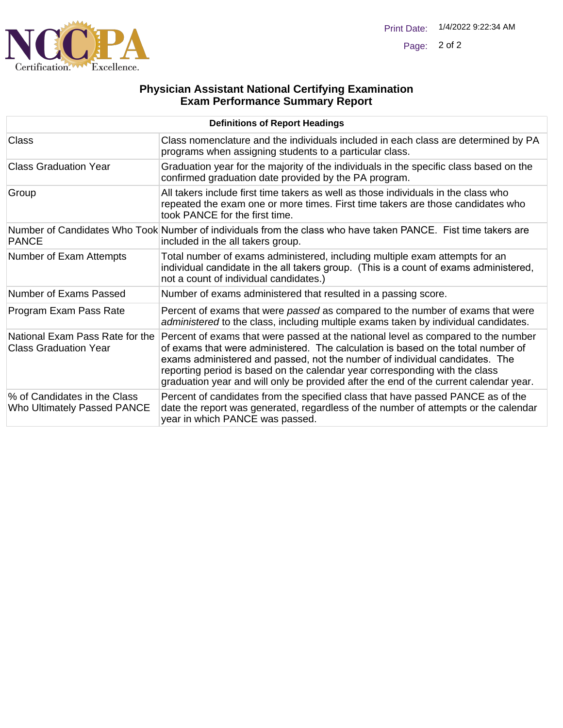## Physician Assistant National Certifying Examination
## Exam Performance Summary Report

| Definitions of Report Headings | |
|---|---|
| Class | Class nomenclature and the individuals included in each class are determined by PA programs when assigning students to a particular class. |
| Class Graduation Year | Graduation year for the majority of the individuals in the specific class based on the confirmed graduation date provided by the PA program. |
| Group | All takers include first time takers as well as those individuals in the class who repeated the exam one or more times. First time takers are those candidates who took PANCE for the first time. |
| Number of Candidates Who Took PANCE | Number of individuals from the class who have taken PANCE. Fist time takers are included in the all takers group. |
| Number of Exam Attempts | Total number of exams administered, including multiple exam attempts for an individual candidate in the all takers group. (This is a count of exams administered, not a count of individual candidates.) |
| Number of Exams Passed | Number of exams administered that resulted in a passing score. |
| Program Exam Pass Rate | Percent of exams that were *passed* as compared to the number of exams that were *administered* to the class, including multiple exams taken by individual candidates. |
| National Exam Pass Rate for the Class Graduation Year | Percent of exams that were passed at the national level as compared to the number of exams that were administered. The calculation is based on the total number of exams administered and passed, not the number of individual candidates. The reporting period is based on the calendar year corresponding with the class graduation year and will only be provided after the end of the current calendar year. |
| % of Candidates in the Class Who Ultimately Passed PANCE | Percent of candidates from the specified class that have passed PANCE as of the date the report was generated, regardless of the number of attempts or the calendar year in which PANCE was passed. |